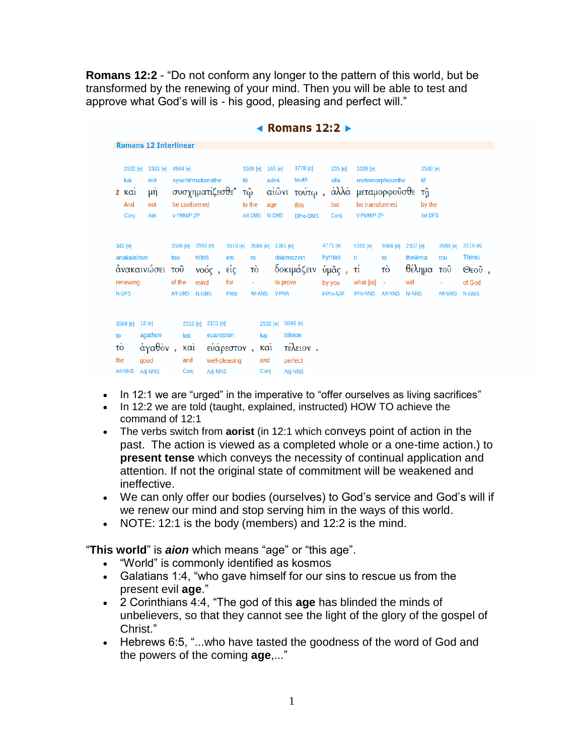**Romans 12:2** - “Do not conform any longer to the pattern of this world, but be transformed by the renewing of your mind. Then you will be able to test and approve what God’s will is - his good, pleasing and perfect will.”

◄ **Romans 12:2** ►

**Romans 12 Interlinear**

| 2532 [e] | 3361 [e] | 4964 [e] | 3588 [e] | 165 [e] | 3778 [e] | 235 [e] | 3339 [e] | 3588 [e] |
|---|---|---|---|---|---|---|---|---|
| kai | mē | syschēmatizesthe | tō | aiōni | toutō | alla | metamorphousthe | tē |
| 2 καὶ | μὴ | συσχηματίζεσθε* | τῷ | αἰῶνι | τούτῳ , | ἀλλὰ | μεταμορφοῦσθε | τῇ |
| And | not | be conformed | to the | age | this | but | be transformed | by the |
| Conj | Adv | V-PMM/P-2P | Art-DMS | N-DMS | DPro-DMS | Conj | V-PMM/P-2P | Art-DFS |

| 342 [e] | 3588 [e] | 3563 [e] | 1519 [e] | 3588 [e] | 1381 [e] | 4771 [e] | 5101 [e] | 3588 [e] | 2307 [e] | 3588 [e] | 2316 [e] |
|---|---|---|---|---|---|---|---|---|---|---|---|
| anakainōsei | tou | noos | eis | to | dokimazein | hymas | ti | to | thelēma | tou | Theou |
| ἀνακαινώσει | τοῦ | νοός , | εἰς | τὸ | δοκιμάζειν | ὑμᾶς , | τί | τὸ | θέλημα | τοῦ | Θεοῦ , |
| renewing | of the | mind | for | - | to prove | by you | what [is] | - | will | - | of God |
| N-DFS | Art-GMS | N-GMS | Prep | Art-ANS | V-PNA | PPro-A2P | IPro-NNS | Art-NNS | N-NNS | Art-GMS | N-GMS |

| 3588 [e] | 18 [e] | 2532 [e] | 2101 [e] | 2532 [e] | 5046 [e] |
|---|---|---|---|---|---|
| to | agathon | kai | euareston | kai | teleion |
| τὸ | ἀγαθὸν , | καὶ | εὐάρεστον , | καὶ | τέλειον . |
| the | good | and | well-pleasing | and | perfect |
| Art-NNS | Adj-NNS | Conj | Adj-NNS | Conj | Adj-NNS |

- In 12:1 we are “urged” in the imperative to “offer ourselves as living sacrifices”
- In 12:2 we are told (taught, explained, instructed) HOW TO achieve the command of 12:1
- The verbs switch from **aorist** (in 12:1 which conveys point of action in the past. The action is viewed as a completed whole or a one-time action.) to **present tense** which conveys the necessity of continual application and attention. If not the original state of commitment will be weakened and ineffective.
- We can only offer our bodies (ourselves) to God’s service and God’s will if we renew our mind and stop serving him in the ways of this world.
- NOTE: 12:1 is the body (members) and 12:2 is the mind.

“**This world**” is ***aion*** which means “age” or “this age”.

- “World” is commonly identified as kosmos
- Galatians 1:4, “who gave himself for our sins to rescue us from the present evil **age**.”
- 2 Corinthians 4:4, “The god of this **age** has blinded the minds of unbelievers, so that they cannot see the light of the glory of the gospel of Christ.”
- Hebrews 6:5, “...who have tasted the goodness of the word of God and the powers of the coming **age**,...”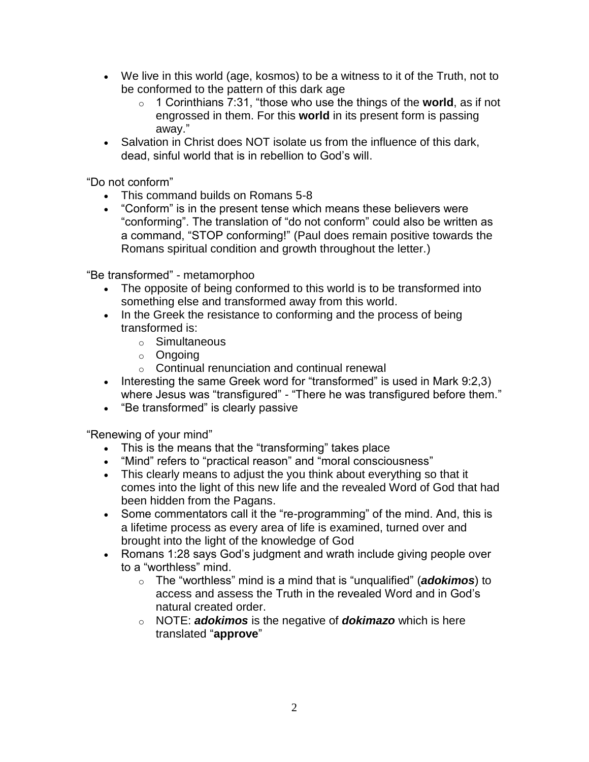- We live in this world (age, kosmos) to be a witness to it of the Truth, not to be conformed to the pattern of this dark age
    - 1 Corinthians 7:31, "those who use the things of the **world**, as if not engrossed in them. For this **world** in its present form is passing away."
- Salvation in Christ does NOT isolate us from the influence of this dark, dead, sinful world that is in rebellion to God's will.

"Do not conform"

- This command builds on Romans 5-8
- "Conform" is in the present tense which means these believers were "conforming". The translation of "do not conform" could also be written as a command, "STOP conforming!" (Paul does remain positive towards the Romans spiritual condition and growth throughout the letter.)

"Be transformed" - metamorphoo

- The opposite of being conformed to this world is to be transformed into something else and transformed away from this world.
- In the Greek the resistance to conforming and the process of being transformed is:
    - Simultaneous
    - Ongoing
    - Continual renunciation and continual renewal
- Interesting the same Greek word for "transformed" is used in Mark 9:2,3) where Jesus was "transfigured" - "There he was transfigured before them."
- "Be transformed" is clearly passive

"Renewing of your mind"

- This is the means that the "transforming" takes place
- "Mind" refers to "practical reason" and "moral consciousness"
- This clearly means to adjust the you think about everything so that it comes into the light of this new life and the revealed Word of God that had been hidden from the Pagans.
- Some commentators call it the "re-programming" of the mind. And, this is a lifetime process as every area of life is examined, turned over and brought into the light of the knowledge of God
- Romans 1:28 says God's judgment and wrath include giving people over to a "worthless" mind.
    - The "worthless" mind is a mind that is "unqualified" (***adokimos***) to access and assess the Truth in the revealed Word and in God's natural created order.
    - NOTE: ***adokimos*** is the negative of ***dokimazo*** which is here translated "**approve**"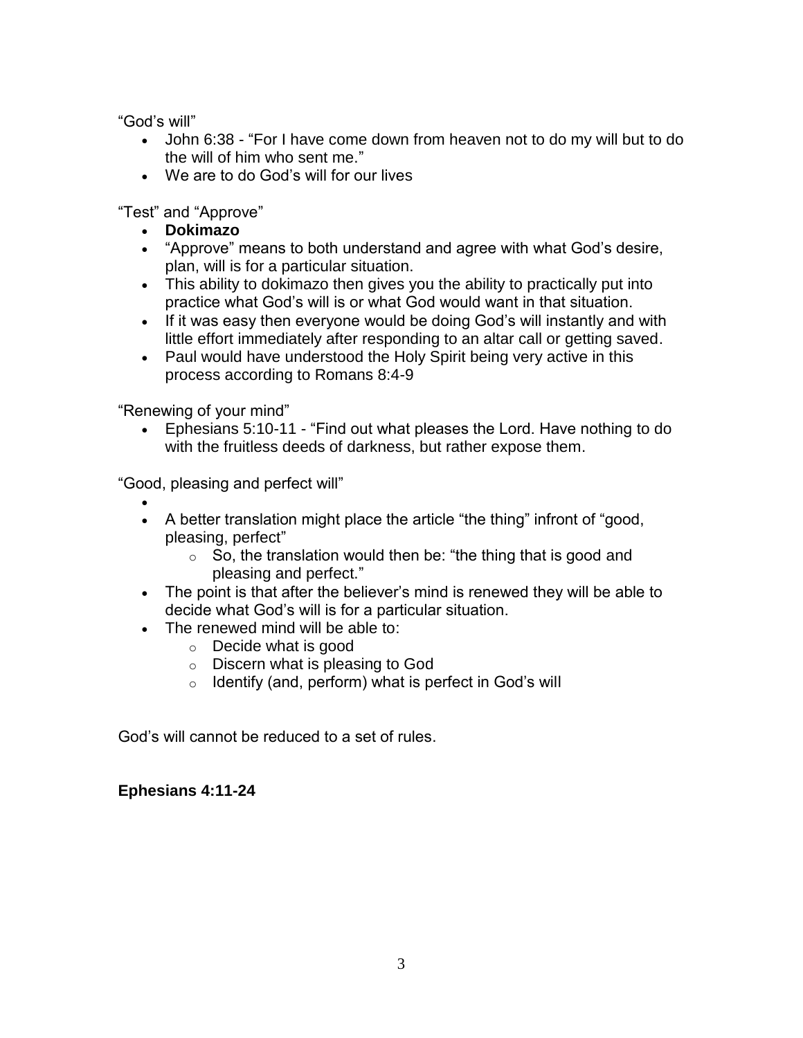"God's will"

- John 6:38 - "For I have come down from heaven not to do my will but to do the will of him who sent me."
- We are to do God's will for our lives

"Test" and "Approve"

- **Dokimazo**
- "Approve" means to both understand and agree with what God's desire, plan, will is for a particular situation.
- This ability to dokimazo then gives you the ability to practically put into practice what God's will is or what God would want in that situation.
- If it was easy then everyone would be doing God's will instantly and with little effort immediately after responding to an altar call or getting saved.
- Paul would have understood the Holy Spirit being very active in this process according to Romans 8:4-9

"Renewing of your mind"

- Ephesians 5:10-11 - "Find out what pleases the Lord. Have nothing to do with the fruitless deeds of darkness, but rather expose them.

"Good, pleasing and perfect will"

- 
- A better translation might place the article "the thing" infront of "good, pleasing, perfect"
  - So, the translation would then be: "the thing that is good and pleasing and perfect."
- The point is that after the believer's mind is renewed they will be able to decide what God's will is for a particular situation.
- The renewed mind will be able to:
  - Decide what is good
  - Discern what is pleasing to God
  - Identify (and, perform) what is perfect in God's will

God's will cannot be reduced to a set of rules.

**Ephesians 4:11-24**